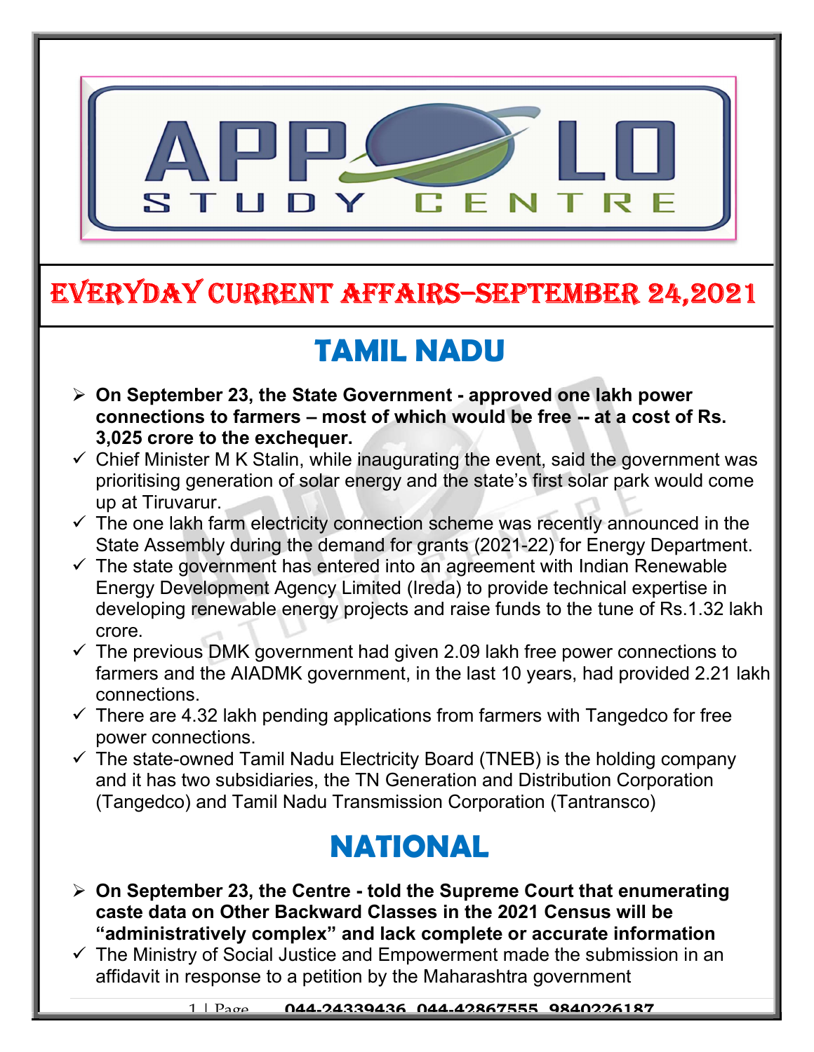# EVERYDAY CURRENT AFFAIRS–SEPTEMBER 24,2021

## TAMIL NADU

- **On September 23, the State Government - approved one lakh power connections to farmers – most of which would be free -- at a cost of Rs. 3,025 crore to the exchequer.**
  - ✓ Chief Minister M K Stalin, while inaugurating the event, said the government was prioritising generation of solar energy and the state's first solar park would come up at Tiruvarur.
  - ✓ The one lakh farm electricity connection scheme was recently announced in the State Assembly during the demand for grants (2021-22) for Energy Department.
  - ✓ The state government has entered into an agreement with Indian Renewable Energy Development Agency Limited (Ireda) to provide technical expertise in developing renewable energy projects and raise funds to the tune of Rs.1.32 lakh crore.
  - ✓ The previous DMK government had given 2.09 lakh free power connections to farmers and the AIADMK government, in the last 10 years, had provided 2.21 lakh connections.
  - ✓ There are 4.32 lakh pending applications from farmers with Tangedco for free power connections.
  - ✓ The state-owned Tamil Nadu Electricity Board (TNEB) is the holding company and it has two subsidiaries, the TN Generation and Distribution Corporation (Tangedco) and Tamil Nadu Transmission Corporation (Tantransco)

## NATIONAL

- **On September 23, the Centre - told the Supreme Court that enumerating caste data on Other Backward Classes in the 2021 Census will be "administratively complex" and lack complete or accurate information**
  - ✓ The Ministry of Social Justice and Empowerment made the submission in an affidavit in response to a petition by the Maharashtra government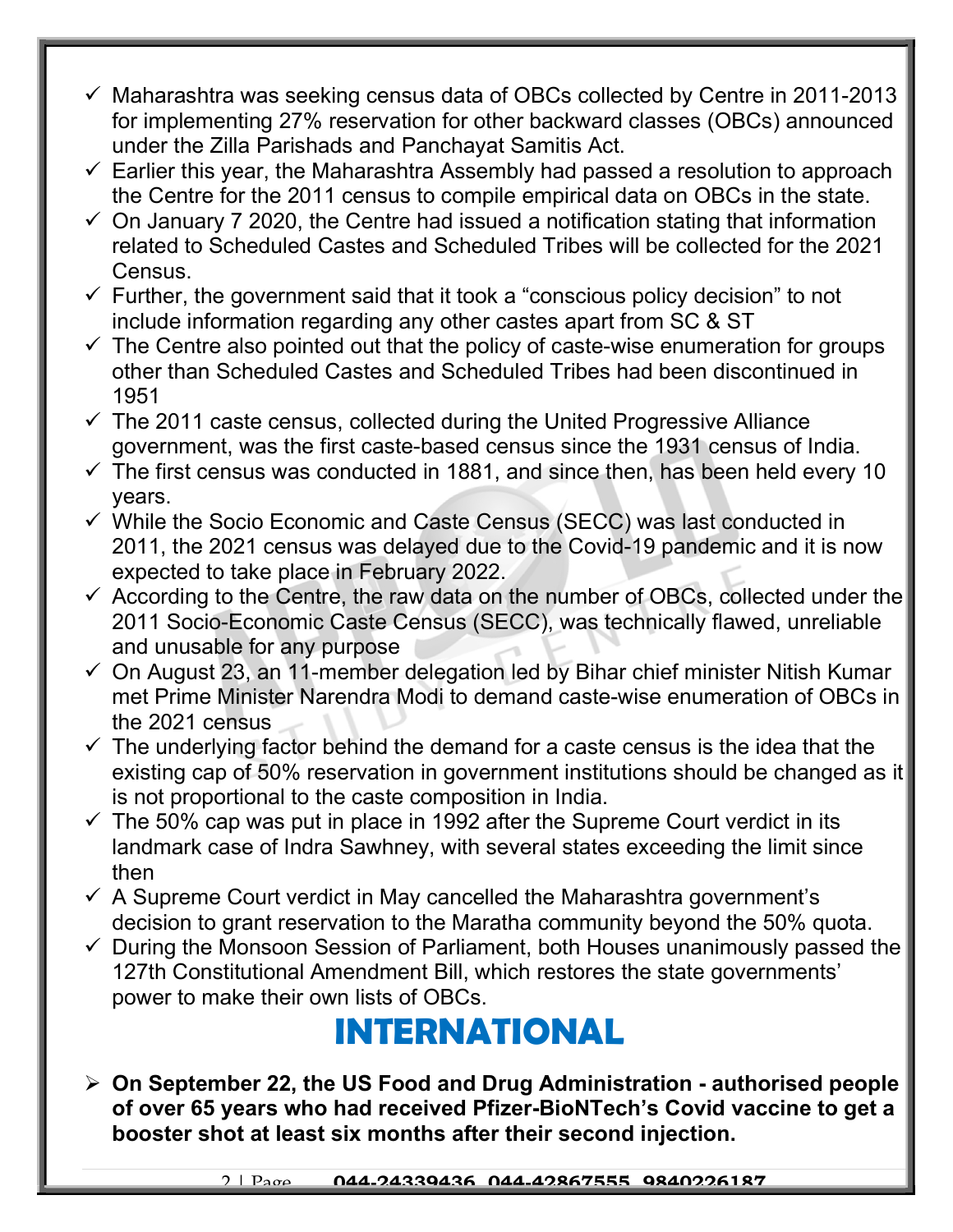- Maharashtra was seeking census data of OBCs collected by Centre in 2011-2013 for implementing 27% reservation for other backward classes (OBCs) announced under the Zilla Parishads and Panchayat Samitis Act.
- Earlier this year, the Maharashtra Assembly had passed a resolution to approach the Centre for the 2011 census to compile empirical data on OBCs in the state.
- On January 7 2020, the Centre had issued a notification stating that information related to Scheduled Castes and Scheduled Tribes will be collected for the 2021 Census.
- Further, the government said that it took a "conscious policy decision" to not include information regarding any other castes apart from SC & ST
- The Centre also pointed out that the policy of caste-wise enumeration for groups other than Scheduled Castes and Scheduled Tribes had been discontinued in 1951
- The 2011 caste census, collected during the United Progressive Alliance government, was the first caste-based census since the 1931 census of India.
- The first census was conducted in 1881, and since then, has been held every 10 years.
- While the Socio Economic and Caste Census (SECC) was last conducted in 2011, the 2021 census was delayed due to the Covid-19 pandemic and it is now expected to take place in February 2022.
- According to the Centre, the raw data on the number of OBCs, collected under the 2011 Socio-Economic Caste Census (SECC), was technically flawed, unreliable and unusable for any purpose
- On August 23, an 11-member delegation led by Bihar chief minister Nitish Kumar met Prime Minister Narendra Modi to demand caste-wise enumeration of OBCs in the 2021 census
- The underlying factor behind the demand for a caste census is the idea that the existing cap of 50% reservation in government institutions should be changed as it is not proportional to the caste composition in India.
- The 50% cap was put in place in 1992 after the Supreme Court verdict in its landmark case of Indra Sawhney, with several states exceeding the limit since then
- A Supreme Court verdict in May cancelled the Maharashtra government's decision to grant reservation to the Maratha community beyond the 50% quota.
- During the Monsoon Session of Parliament, both Houses unanimously passed the 127th Constitutional Amendment Bill, which restores the state governments' power to make their own lists of OBCs.

# INTERNATIONAL

- **On September 22, the US Food and Drug Administration - authorised people of over 65 years who had received Pfizer-BioNTech's Covid vaccine to get a booster shot at least six months after their second injection.**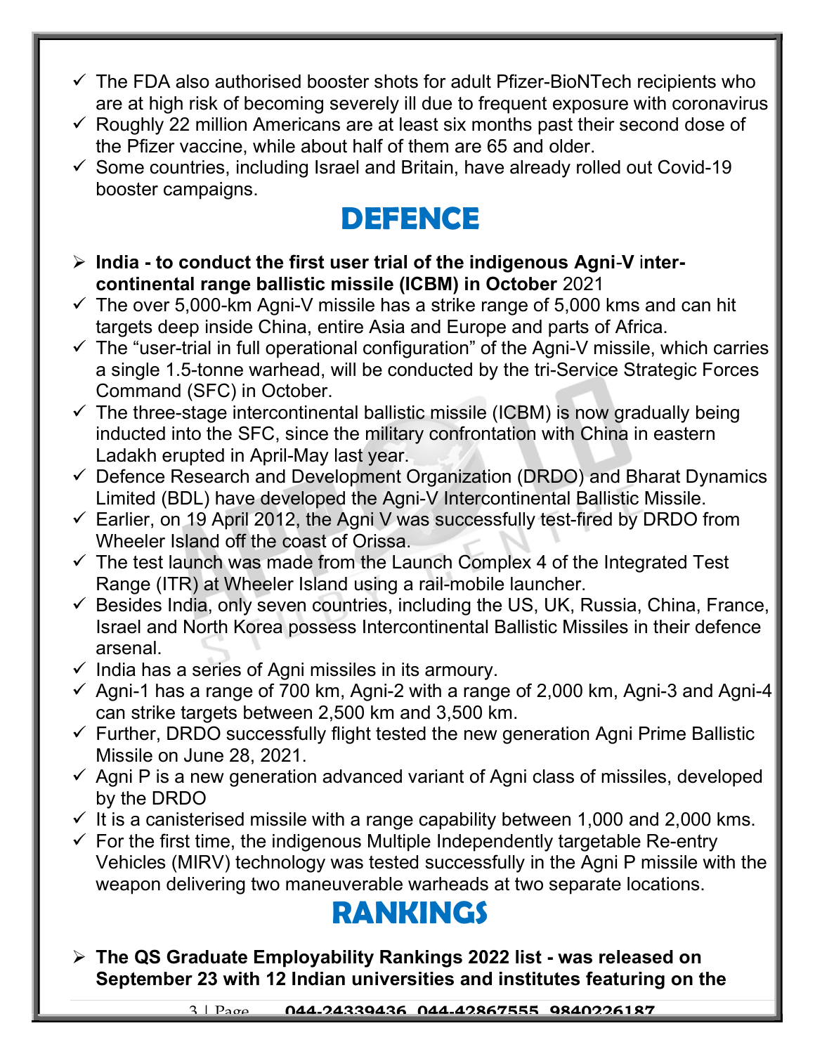- ✓ The FDA also authorised booster shots for adult Pfizer-BioNTech recipients who are at high risk of becoming severely ill due to frequent exposure with coronavirus
- ✓ Roughly 22 million Americans are at least six months past their second dose of the Pfizer vaccine, while about half of them are 65 and older.
- ✓ Some countries, including Israel and Britain, have already rolled out Covid-19 booster campaigns.

# DEFENCE

- **India - to conduct the first user trial of the indigenous Agni-V inter-continental range ballistic missile (ICBM) in October** 2021
- ✓ The over 5,000-km Agni-V missile has a strike range of 5,000 kms and can hit targets deep inside China, entire Asia and Europe and parts of Africa.
- ✓ The "user-trial in full operational configuration" of the Agni-V missile, which carries a single 1.5-tonne warhead, will be conducted by the tri-Service Strategic Forces Command (SFC) in October.
- ✓ The three-stage intercontinental ballistic missile (ICBM) is now gradually being inducted into the SFC, since the military confrontation with China in eastern Ladakh erupted in April-May last year.
- ✓ Defence Research and Development Organization (DRDO) and Bharat Dynamics Limited (BDL) have developed the Agni-V Intercontinental Ballistic Missile.
- ✓ Earlier, on 19 April 2012, the Agni V was successfully test-fired by DRDO from Wheeler Island off the coast of Orissa.
- ✓ The test launch was made from the Launch Complex 4 of the Integrated Test Range (ITR) at Wheeler Island using a rail-mobile launcher.
- ✓ Besides India, only seven countries, including the US, UK, Russia, China, France, Israel and North Korea possess Intercontinental Ballistic Missiles in their defence arsenal.
- ✓ India has a series of Agni missiles in its armoury.
- ✓ Agni-1 has a range of 700 km, Agni-2 with a range of 2,000 km, Agni-3 and Agni-4 can strike targets between 2,500 km and 3,500 km.
- ✓ Further, DRDO successfully flight tested the new generation Agni Prime Ballistic Missile on June 28, 2021.
- ✓ Agni P is a new generation advanced variant of Agni class of missiles, developed by the DRDO
- ✓ It is a canisterised missile with a range capability between 1,000 and 2,000 kms.
- ✓ For the first time, the indigenous Multiple Independently targetable Re-entry Vehicles (MIRV) technology was tested successfully in the Agni P missile with the weapon delivering two maneuverable warheads at two separate locations.

# RANKINGS

- **The QS Graduate Employability Rankings 2022 list - was released on September 23 with 12 Indian universities and institutes featuring on the**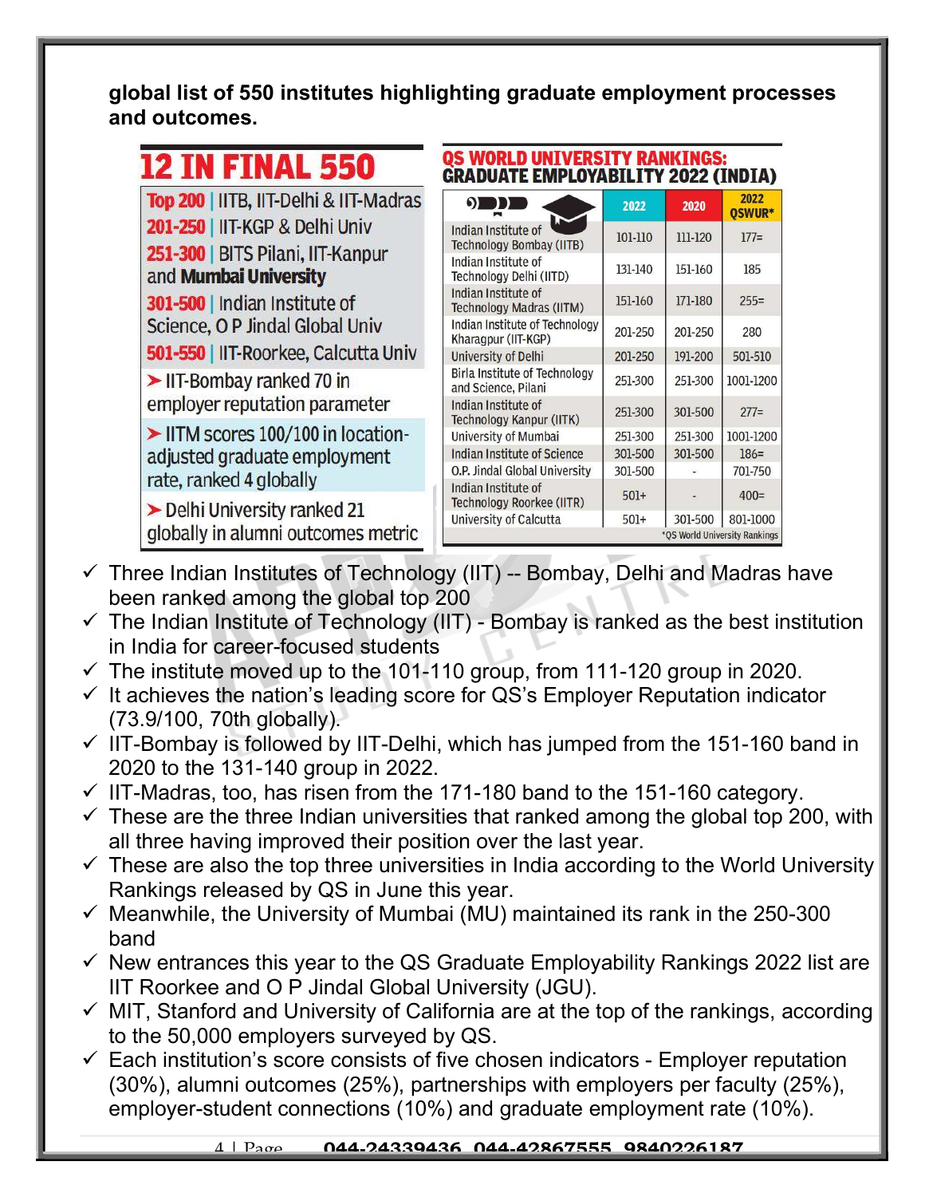**global list of 550 institutes highlighting graduate employment processes and outcomes.**

## 12 IN FINAL 550

**Top 200** | IITB, IIT-Delhi & IIT-Madras

**201-250** | IIT-KGP & Delhi Univ

**251-300** | BITS Pilani, IIT-Kanpur and **Mumbai University**

**301-500** | Indian Institute of Science, O P Jindal Global Univ

**501-550** | IIT-Roorkee, Calcutta Univ

➤ IIT-Bombay ranked 70 in employer reputation parameter

➤ IITM scores 100/100 in location-adjusted graduate employment rate, ranked 4 globally

➤ Delhi University ranked 21 globally in alumni outcomes metric

## QS WORLD UNIVERSITY RANKINGS: GRADUATE EMPLOYABILITY 2022 (INDIA)

| | 2022 | 2020 | 2022 QSWUR* |
|---|---|---|---|
| Indian Institute of Technology Bombay (IITB) | 101-110 | 111-120 | 177= |
| Indian Institute of Technology Delhi (IITD) | 131-140 | 151-160 | 185 |
| Indian Institute of Technology Madras (IITM) | 151-160 | 171-180 | 255= |
| Indian Institute of Technology Kharagpur (IIT-KGP) | 201-250 | 201-250 | 280 |
| University of Delhi | 201-250 | 191-200 | 501-510 |
| Birla Institute of Technology and Science, Pilani | 251-300 | 251-300 | 1001-1200 |
| Indian Institute of Technology Kanpur (IITK) | 251-300 | 301-500 | 277= |
| University of Mumbai | 251-300 | 251-300 | 1001-1200 |
| Indian Institute of Science | 301-500 | 301-500 | 186= |
| O.P. Jindal Global University | 301-500 | - | 701-750 |
| Indian Institute of Technology Roorkee (IITR) | 501+ | - | 400= |
| University of Calcutta | 501+ | 301-500 | 801-1000 |

*QS World University Rankings

- ✓ Three Indian Institutes of Technology (IIT) -- Bombay, Delhi and Madras have been ranked among the global top 200
- ✓ The Indian Institute of Technology (IIT) - Bombay is ranked as the best institution in India for career-focused students
- ✓ The institute moved up to the 101-110 group, from 111-120 group in 2020.
- ✓ It achieves the nation's leading score for QS's Employer Reputation indicator (73.9/100, 70th globally).
- ✓ IIT-Bombay is followed by IIT-Delhi, which has jumped from the 151-160 band in 2020 to the 131-140 group in 2022.
- ✓ IIT-Madras, too, has risen from the 171-180 band to the 151-160 category.
- ✓ These are the three Indian universities that ranked among the global top 200, with all three having improved their position over the last year.
- ✓ These are also the top three universities in India according to the World University Rankings released by QS in June this year.
- ✓ Meanwhile, the University of Mumbai (MU) maintained its rank in the 250-300 band
- ✓ New entrances this year to the QS Graduate Employability Rankings 2022 list are IIT Roorkee and O P Jindal Global University (JGU).
- ✓ MIT, Stanford and University of California are at the top of the rankings, according to the 50,000 employers surveyed by QS.
- ✓ Each institution's score consists of five chosen indicators - Employer reputation (30%), alumni outcomes (25%), partnerships with employers per faculty (25%), employer-student connections (10%) and graduate employment rate (10%).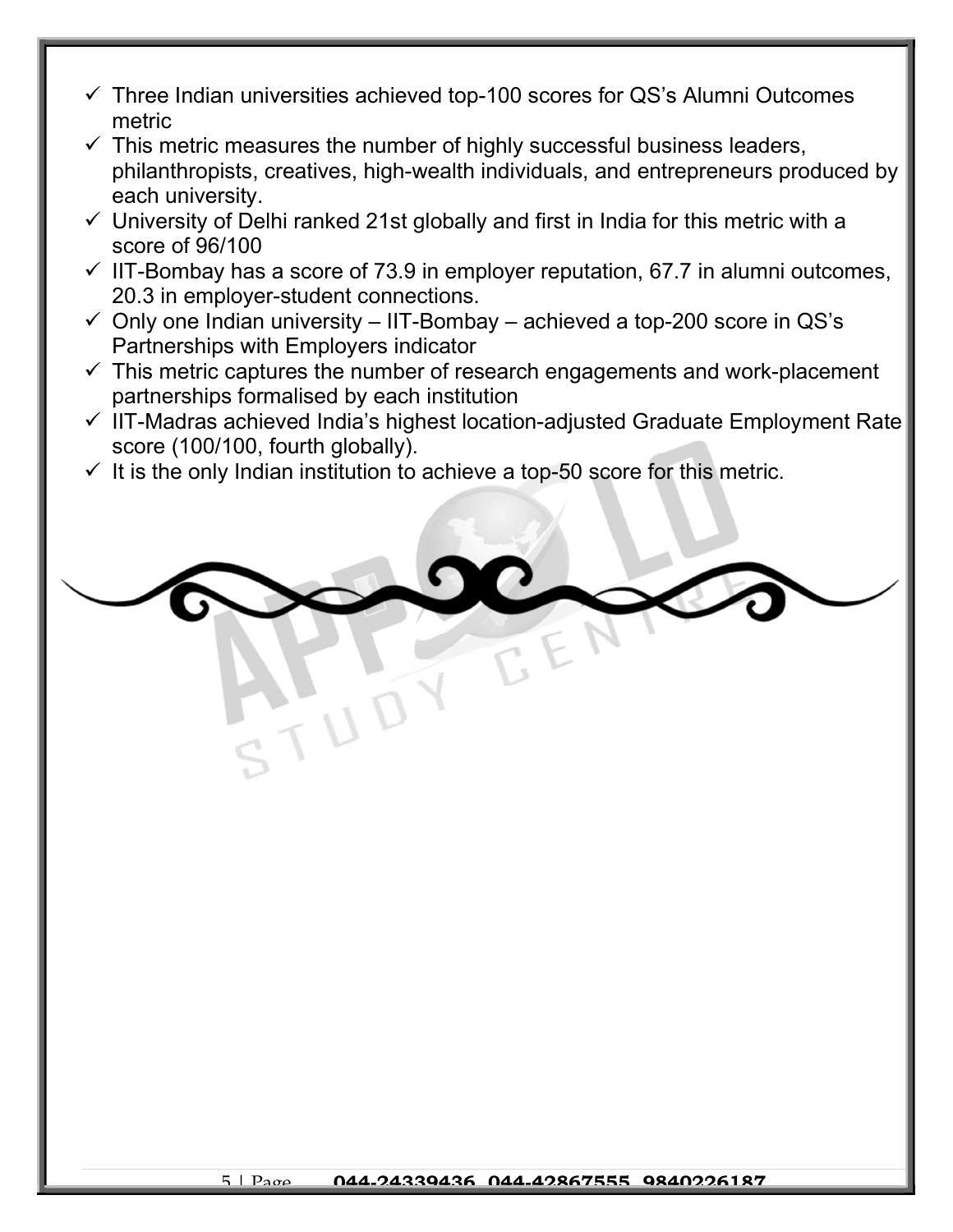- ✓ Three Indian universities achieved top-100 scores for QS's Alumni Outcomes metric
- ✓ This metric measures the number of highly successful business leaders, philanthropists, creatives, high-wealth individuals, and entrepreneurs produced by each university.
- ✓ University of Delhi ranked 21st globally and first in India for this metric with a score of 96/100
- ✓ IIT-Bombay has a score of 73.9 in employer reputation, 67.7 in alumni outcomes, 20.3 in employer-student connections.
- ✓ Only one Indian university – IIT-Bombay – achieved a top-200 score in QS's Partnerships with Employers indicator
- ✓ This metric captures the number of research engagements and work-placement partnerships formalised by each institution
- ✓ IIT-Madras achieved India's highest location-adjusted Graduate Employment Rate score (100/100, fourth globally).
- ✓ It is the only Indian institution to achieve a top-50 score for this metric.